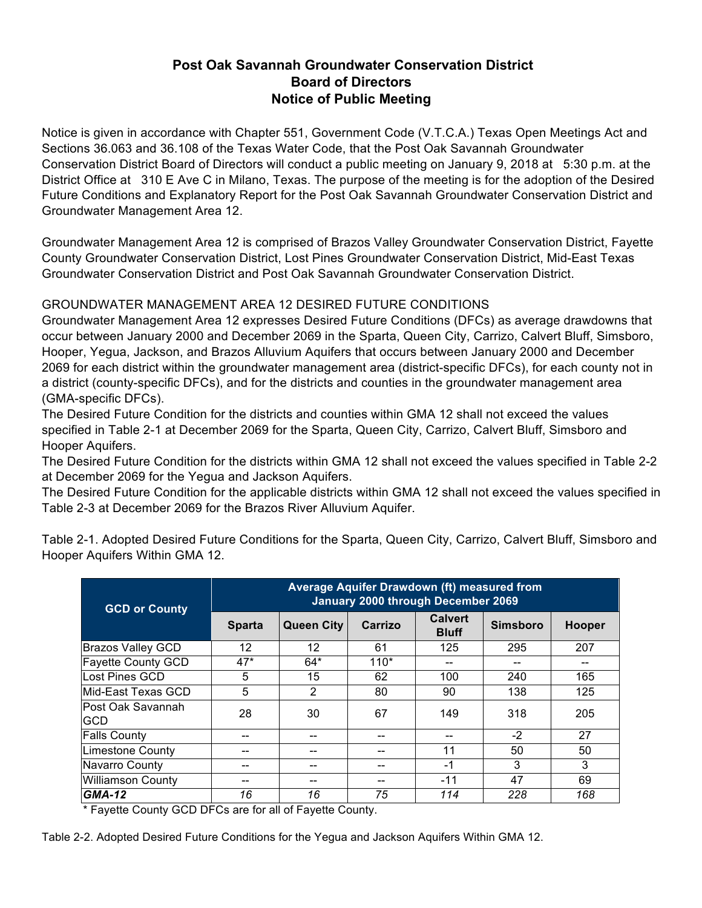# Post Oak Savannah Groundwater Conservation District
# Board of Directors
# Notice of Public Meeting

Notice is given in accordance with Chapter 551, Government Code (V.T.C.A.) Texas Open Meetings Act and Sections 36.063 and 36.108 of the Texas Water Code, that the Post Oak Savannah Groundwater Conservation District Board of Directors will conduct a public meeting on January 9, 2018 at 5:30 p.m. at the District Office at 310 E Ave C in Milano, Texas. The purpose of the meeting is for the adoption of the Desired Future Conditions and Explanatory Report for the Post Oak Savannah Groundwater Conservation District and Groundwater Management Area 12.

Groundwater Management Area 12 is comprised of Brazos Valley Groundwater Conservation District, Fayette County Groundwater Conservation District, Lost Pines Groundwater Conservation District, Mid-East Texas Groundwater Conservation District and Post Oak Savannah Groundwater Conservation District.

GROUNDWATER MANAGEMENT AREA 12 DESIRED FUTURE CONDITIONS

Groundwater Management Area 12 expresses Desired Future Conditions (DFCs) as average drawdowns that occur between January 2000 and December 2069 in the Sparta, Queen City, Carrizo, Calvert Bluff, Simsboro, Hooper, Yegua, Jackson, and Brazos Alluvium Aquifers that occurs between January 2000 and December 2069 for each district within the groundwater management area (district-specific DFCs), for each county not in a district (county-specific DFCs), and for the districts and counties in the groundwater management area (GMA-specific DFCs).

The Desired Future Condition for the districts and counties within GMA 12 shall not exceed the values specified in Table 2-1 at December 2069 for the Sparta, Queen City, Carrizo, Calvert Bluff, Simsboro and Hooper Aquifers.

The Desired Future Condition for the districts within GMA 12 shall not exceed the values specified in Table 2-2 at December 2069 for the Yegua and Jackson Aquifers.

The Desired Future Condition for the applicable districts within GMA 12 shall not exceed the values specified in Table 2-3 at December 2069 for the Brazos River Alluvium Aquifer.

Table 2-1. Adopted Desired Future Conditions for the Sparta, Queen City, Carrizo, Calvert Bluff, Simsboro and Hooper Aquifers Within GMA 12.

| GCD or County | Average Aquifer Drawdown (ft) measured from January 2000 through December 2069 | | | | | |
|---|---|---|---|---|---|---|
| | **Sparta** | **Queen City** | **Carrizo** | **Calvert Bluff** | **Simsboro** | **Hooper** |
| Brazos Valley GCD | 12 | 12 | 61 | 125 | 295 | 207 |
| Fayette County GCD | 47* | 64* | 110* | -- | -- | -- |
| Lost Pines GCD | 5 | 15 | 62 | 100 | 240 | 165 |
| Mid-East Texas GCD | 5 | 2 | 80 | 90 | 138 | 125 |
| Post Oak Savannah GCD | 28 | 30 | 67 | 149 | 318 | 205 |
| Falls County | -- | -- | -- | -- | -2 | 27 |
| Limestone County | -- | -- | -- | 11 | 50 | 50 |
| Navarro County | -- | -- | -- | -1 | 3 | 3 |
| Williamson County | -- | -- | -- | -11 | 47 | 69 |
| ***GMA-12*** | *16* | *16* | *75* | *114* | *228* | *168* |

\* Fayette County GCD DFCs are for all of Fayette County.

Table 2-2. Adopted Desired Future Conditions for the Yegua and Jackson Aquifers Within GMA 12.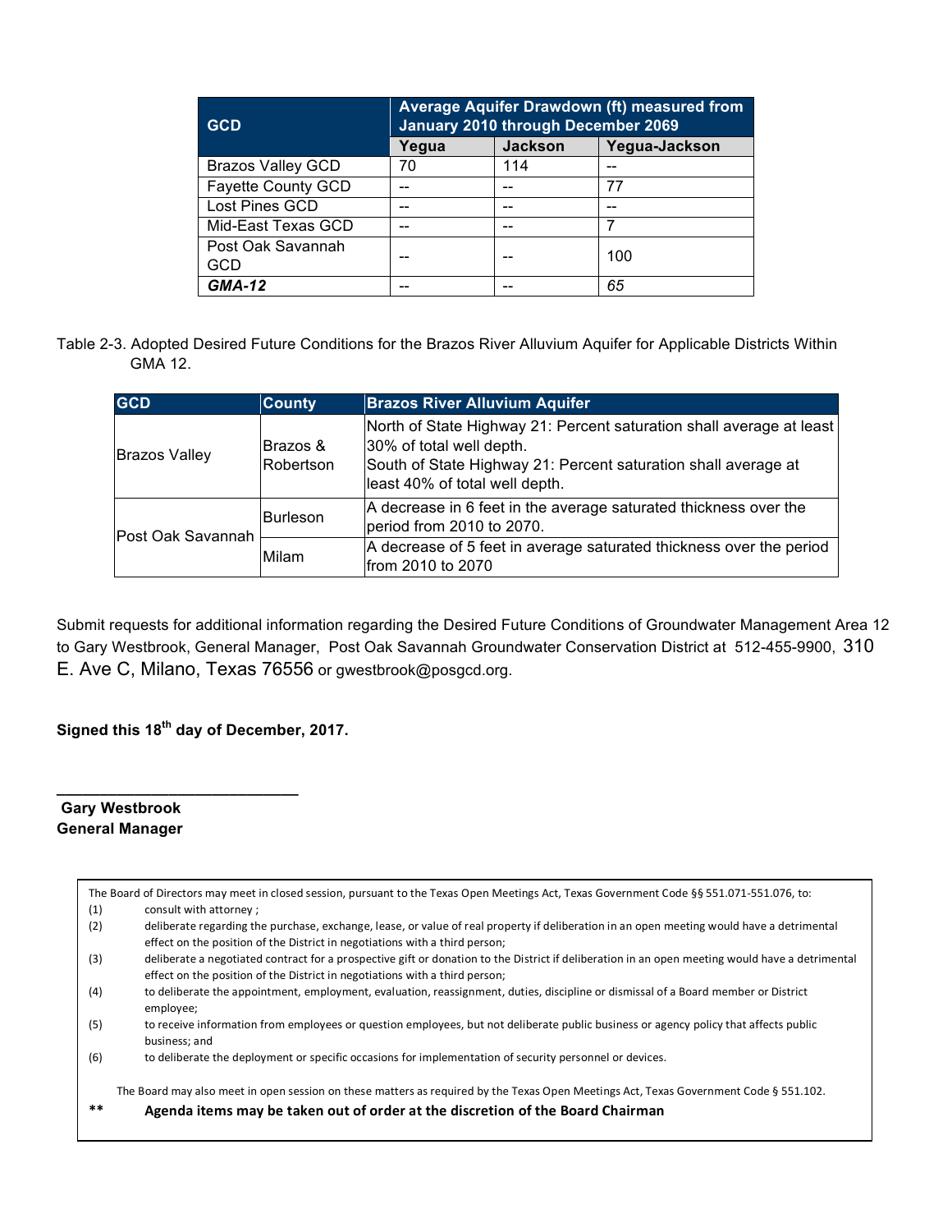| GCD | Average Aquifer Drawdown (ft) measured from January 2010 through December 2069 | | |
|---|---|---|---|
| | Yegua | Jackson | Yegua-Jackson |
| Brazos Valley GCD | 70 | 114 | -- |
| Fayette County GCD | -- | -- | 77 |
| Lost Pines GCD | -- | -- | -- |
| Mid-East Texas GCD | -- | -- | 7 |
| Post Oak Savannah GCD | -- | -- | 100 |
| ***GMA-12*** | -- | -- | *65* |

Table 2-3. Adopted Desired Future Conditions for the Brazos River Alluvium Aquifer for Applicable Districts Within GMA 12.

| GCD | County | Brazos River Alluvium Aquifer |
|---|---|---|
| Brazos Valley | Brazos & Robertson | North of State Highway 21: Percent saturation shall average at least 30% of total well depth. South of State Highway 21: Percent saturation shall average at least 40% of total well depth. |
| Post Oak Savannah | Burleson | A decrease in 6 feet in the average saturated thickness over the period from 2010 to 2070. |
| | Milam | A decrease of 5 feet in average saturated thickness over the period from 2010 to 2070 |

Submit requests for additional information regarding the Desired Future Conditions of Groundwater Management Area 12 to Gary Westbrook, General Manager, Post Oak Savannah Groundwater Conservation District at 512-455-9900, 310 E. Ave C, Milano, Texas 76556 or gwestbrook@posgcd.org.

**Signed this 18th day of December, 2017.**

\_\_\_\_\_\_\_\_\_\_\_\_\_\_\_\_\_\_\_\_\_\_\_\_\_\_\_\_

**Gary Westbrook**
**General Manager**

The Board of Directors may meet in closed session, pursuant to the Texas Open Meetings Act, Texas Government Code §§ 551.071-551.076, to:

(1) consult with attorney ;

(2) deliberate regarding the purchase, exchange, lease, or value of real property if deliberation in an open meeting would have a detrimental effect on the position of the District in negotiations with a third person;

(3) deliberate a negotiated contract for a prospective gift or donation to the District if deliberation in an open meeting would have a detrimental effect on the position of the District in negotiations with a third person;

(4) to deliberate the appointment, employment, evaluation, reassignment, duties, discipline or dismissal of a Board member or District employee;

(5) to receive information from employees or question employees, but not deliberate public business or agency policy that affects public business; and

(6) to deliberate the deployment or specific occasions for implementation of security personnel or devices.

The Board may also meet in open session on these matters as required by the Texas Open Meetings Act, Texas Government Code § 551.102.

** **Agenda items may be taken out of order at the discretion of the Board Chairman**